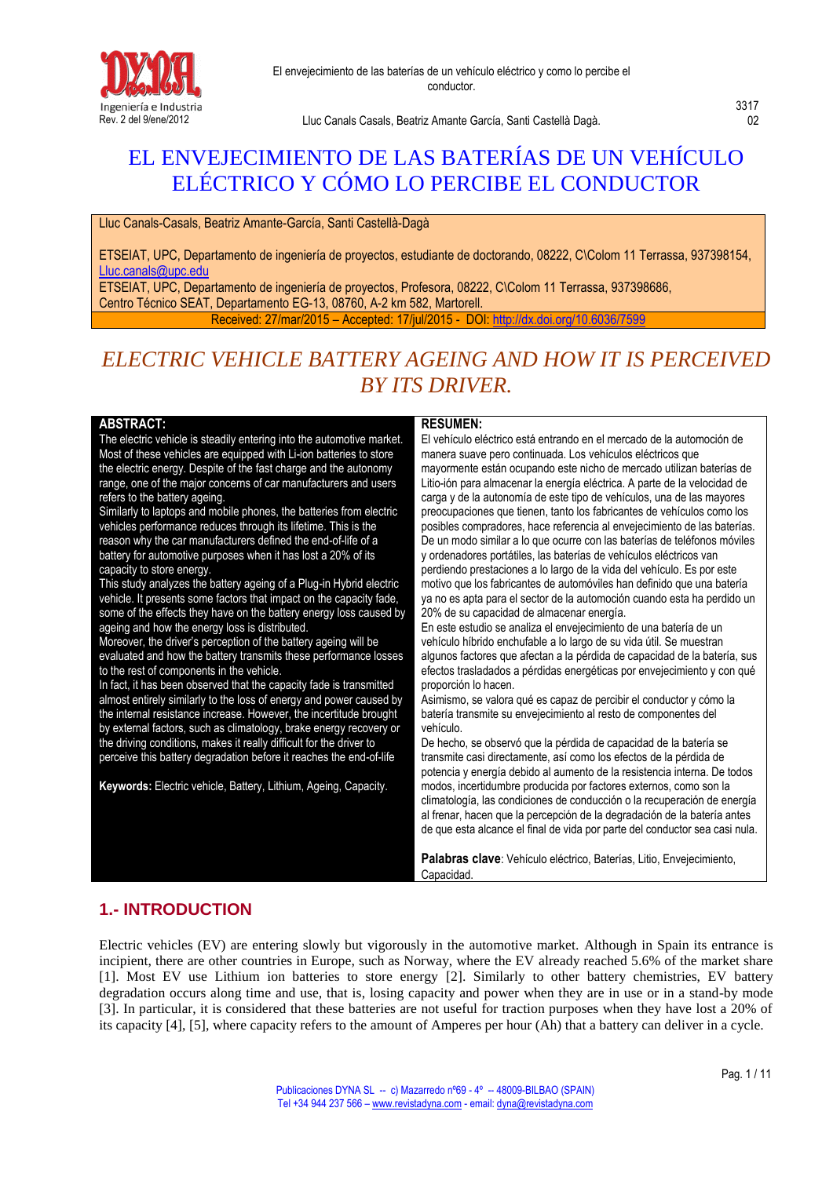# EL ENVEJECIMIENTO DE LAS BATERÍAS DE UN VEHÍCULO ELÉCTRICO Y CÓMO LO PERCIBE EL CONDUCTOR

Lluc Canals-Casals, Beatriz Amante-García, Santi Castellà-Dagà

ETSEIAT, UPC, Departamento de ingeniería de proyectos, estudiante de doctorando, 08222, C\Colom 11 Terrassa, 937398154, Lluc.canals@upc.edu
ETSEIAT, UPC, Departamento de ingeniería de proyectos, Profesora, 08222, C\Colom 11 Terrassa, 937398686,
Centro Técnico SEAT, Departamento EG-13, 08760, A-2 km 582, Martorell.

Received: 27/mar/2015 – Accepted: 17/jul/2015 - DOI: http://dx.doi.org/10.6036/7599

# *ELECTRIC VEHICLE BATTERY AGEING AND HOW IT IS PERCEIVED BY ITS DRIVER.*

**ABSTRACT:**

The electric vehicle is steadily entering into the automotive market. Most of these vehicles are equipped with Li-ion batteries to store the electric energy. Despite of the fast charge and the autonomy range, one of the major concerns of car manufacturers and users refers to the battery ageing.

Similarly to laptops and mobile phones, the batteries from electric vehicles performance reduces through its lifetime. This is the reason why the car manufacturers defined the end-of-life of a battery for automotive purposes when it has lost a 20% of its capacity to store energy.

This study analyzes the battery ageing of a Plug-in Hybrid electric vehicle. It presents some factors that impact on the capacity fade, some of the effects they have on the battery energy loss caused by ageing and how the energy loss is distributed.

Moreover, the driver's perception of the battery ageing will be evaluated and how the battery transmits these performance losses to the rest of components in the vehicle.

In fact, it has been observed that the capacity fade is transmitted almost entirely similarly to the loss of energy and power caused by the internal resistance increase. However, the incertitude brought by external factors, such as climatology, brake energy recovery or the driving conditions, makes it really difficult for the driver to perceive this battery degradation before it reaches the end-of-life

**Keywords:** Electric vehicle, Battery, Lithium, Ageing, Capacity.

**RESUMEN:**

El vehículo eléctrico está entrando en el mercado de la automoción de manera suave pero continuada. Los vehículos eléctricos que mayormente están ocupando este nicho de mercado utilizan baterías de Litio-ión para almacenar la energía eléctrica. A parte de la velocidad de carga y de la autonomía de este tipo de vehículos, una de las mayores preocupaciones que tienen, tanto los fabricantes de vehículos como los posibles compradores, hace referencia al envejecimiento de las baterías. De un modo similar a lo que ocurre con las baterías de teléfonos móviles y ordenadores portátiles, las baterías de vehículos eléctricos van perdiendo prestaciones a lo largo de la vida del vehículo. Es por este motivo que los fabricantes de automóviles han definido que una batería ya no es apta para el sector de la automoción cuando esta ha perdido un 20% de su capacidad de almacenar energía.

En este estudio se analiza el envejecimiento de una batería de un vehículo híbrido enchufable a lo largo de su vida útil. Se muestran algunos factores que afectan a la pérdida de capacidad de la batería, sus efectos trasladados a pérdidas energéticas por envejecimiento y con qué proporción lo hacen.

Asimismo, se valora qué es capaz de percibir el conductor y cómo la batería transmite su envejecimiento al resto de componentes del vehículo.

De hecho, se observó que la pérdida de capacidad de la batería se transmite casi directamente, así como los efectos de la pérdida de potencia y energía debido al aumento de la resistencia interna. De todos modos, incertidumbre producida por factores externos, como son la climatología, las condiciones de conducción o la recuperación de energía al frenar, hacen que la percepción de la degradación de la batería antes de que esta alcance el final de vida por parte del conductor sea casi nula.

**Palabras clave**: Vehículo eléctrico, Baterías, Litio, Envejecimiento, Capacidad.

## 1.- INTRODUCTION

Electric vehicles (EV) are entering slowly but vigorously in the automotive market. Although in Spain its entrance is incipient, there are other countries in Europe, such as Norway, where the EV already reached 5.6% of the market share [1]. Most EV use Lithium ion batteries to store energy [2]. Similarly to other battery chemistries, EV battery degradation occurs along time and use, that is, losing capacity and power when they are in use or in a stand-by mode [3]. In particular, it is considered that these batteries are not useful for traction purposes when they have lost a 20% of its capacity [4], [5], where capacity refers to the amount of Amperes per hour (Ah) that a battery can deliver in a cycle.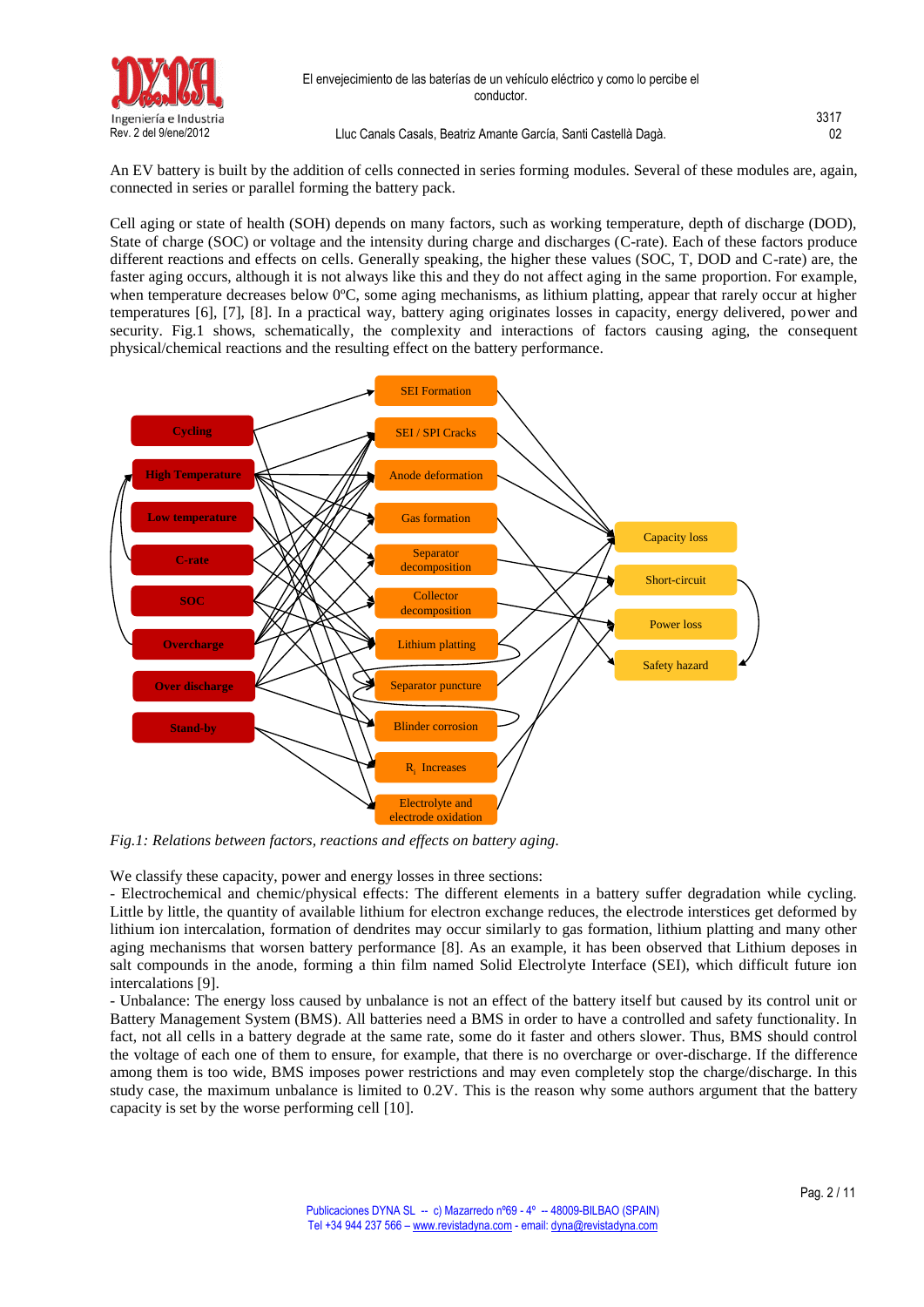An EV battery is built by the addition of cells connected in series forming modules. Several of these modules are, again, connected in series or parallel forming the battery pack.

Cell aging or state of health (SOH) depends on many factors, such as working temperature, depth of discharge (DOD), State of charge (SOC) or voltage and the intensity during charge and discharges (C-rate). Each of these factors produce different reactions and effects on cells. Generally speaking, the higher these values (SOC, T, DOD and C-rate) are, the faster aging occurs, although it is not always like this and they do not affect aging in the same proportion. For example, when temperature decreases below 0ºC, some aging mechanisms, as lithium platting, appear that rarely occur at higher temperatures [6], [7], [8]. In a practical way, battery aging originates losses in capacity, energy delivered, power and security. Fig.1 shows, schematically, the complexity and interactions of factors causing aging, the consequent physical/chemical reactions and the resulting effect on the battery performance.

Cycling
High Temperature
Low temperature
C-rate
SOC
Overcharge
Over discharge
Stand-by

SEI Formation
SEI / SPI Cracks
Anode deformation
Gas formation
Separator decomposition
Collector decomposition
Lithium platting
Separator puncture
Blinder corrosion
$R_i$ Increases
Electrolyte and electrode oxidation

Capacity loss
Short-circuit
Power loss
Safety hazard

*Fig.1: Relations between factors, reactions and effects on battery aging.*

We classify these capacity, power and energy losses in three sections:

- Electrochemical and chemic/physical effects: The different elements in a battery suffer degradation while cycling. Little by little, the quantity of available lithium for electron exchange reduces, the electrode interstices get deformed by lithium ion intercalation, formation of dendrites may occur similarly to gas formation, lithium platting and many other aging mechanisms that worsen battery performance [8]. As an example, it has been observed that Lithium deposes in salt compounds in the anode, forming a thin film named Solid Electrolyte Interface (SEI), which difficult future ion intercalations [9].
- Unbalance: The energy loss caused by unbalance is not an effect of the battery itself but caused by its control unit or Battery Management System (BMS). All batteries need a BMS in order to have a controlled and safety functionality. In fact, not all cells in a battery degrade at the same rate, some do it faster and others slower. Thus, BMS should control the voltage of each one of them to ensure, for example, that there is no overcharge or over-discharge. If the difference among them is too wide, BMS imposes power restrictions and may even completely stop the charge/discharge. In this study case, the maximum unbalance is limited to 0.2V. This is the reason why some authors argument that the battery capacity is set by the worse performing cell [10].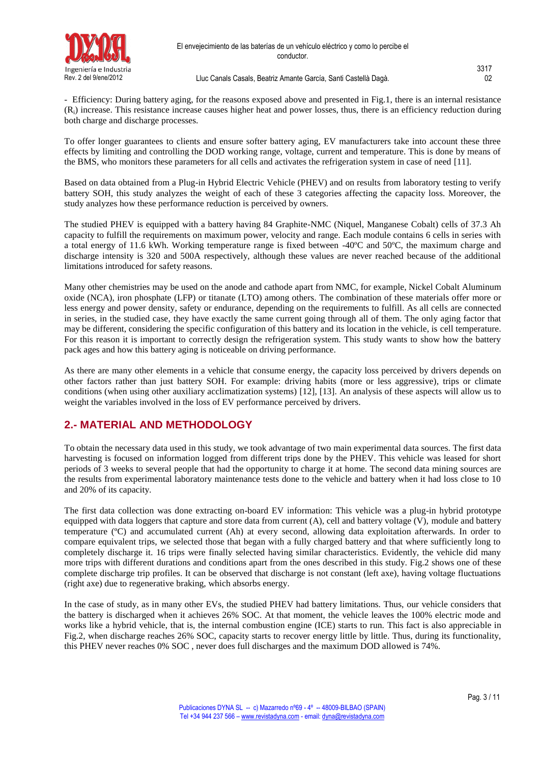- Efficiency: During battery aging, for the reasons exposed above and presented in Fig.1, there is an internal resistance ($R_i$) increase. This resistance increase causes higher heat and power losses, thus, there is an efficiency reduction during both charge and discharge processes.

To offer longer guarantees to clients and ensure softer battery aging, EV manufacturers take into account these three effects by limiting and controlling the DOD working range, voltage, current and temperature. This is done by means of the BMS, who monitors these parameters for all cells and activates the refrigeration system in case of need [11].

Based on data obtained from a Plug-in Hybrid Electric Vehicle (PHEV) and on results from laboratory testing to verify battery SOH, this study analyzes the weight of each of these 3 categories affecting the capacity loss. Moreover, the study analyzes how these performance reduction is perceived by owners.

The studied PHEV is equipped with a battery having 84 Graphite-NMC (Niquel, Manganese Cobalt) cells of 37.3 Ah capacity to fulfill the requirements on maximum power, velocity and range. Each module contains 6 cells in series with a total energy of 11.6 kWh. Working temperature range is fixed between -40ºC and 50ºC, the maximum charge and discharge intensity is 320 and 500A respectively, although these values are never reached because of the additional limitations introduced for safety reasons.

Many other chemistries may be used on the anode and cathode apart from NMC, for example, Nickel Cobalt Aluminum oxide (NCA), iron phosphate (LFP) or titanate (LTO) among others. The combination of these materials offer more or less energy and power density, safety or endurance, depending on the requirements to fulfill. As all cells are connected in series, in the studied case, they have exactly the same current going through all of them. The only aging factor that may be different, considering the specific configuration of this battery and its location in the vehicle, is cell temperature. For this reason it is important to correctly design the refrigeration system. This study wants to show how the battery pack ages and how this battery aging is noticeable on driving performance.

As there are many other elements in a vehicle that consume energy, the capacity loss perceived by drivers depends on other factors rather than just battery SOH. For example: driving habits (more or less aggressive), trips or climate conditions (when using other auxiliary acclimatization systems) [12], [13]. An analysis of these aspects will allow us to weight the variables involved in the loss of EV performance perceived by drivers.

## 2.- MATERIAL AND METHODOLOGY

To obtain the necessary data used in this study, we took advantage of two main experimental data sources. The first data harvesting is focused on information logged from different trips done by the PHEV. This vehicle was leased for short periods of 3 weeks to several people that had the opportunity to charge it at home. The second data mining sources are the results from experimental laboratory maintenance tests done to the vehicle and battery when it had loss close to 10 and 20% of its capacity.

The first data collection was done extracting on-board EV information: This vehicle was a plug-in hybrid prototype equipped with data loggers that capture and store data from current (A), cell and battery voltage (V), module and battery temperature (ºC) and accumulated current (Ah) at every second, allowing data exploitation afterwards. In order to compare equivalent trips, we selected those that began with a fully charged battery and that where sufficiently long to completely discharge it. 16 trips were finally selected having similar characteristics. Evidently, the vehicle did many more trips with different durations and conditions apart from the ones described in this study. Fig.2 shows one of these complete discharge trip profiles. It can be observed that discharge is not constant (left axe), having voltage fluctuations (right axe) due to regenerative braking, which absorbs energy.

In the case of study, as in many other EVs, the studied PHEV had battery limitations. Thus, our vehicle considers that the battery is discharged when it achieves 26% SOC. At that moment, the vehicle leaves the 100% electric mode and works like a hybrid vehicle, that is, the internal combustion engine (ICE) starts to run. This fact is also appreciable in Fig.2, when discharge reaches 26% SOC, capacity starts to recover energy little by little. Thus, during its functionality, this PHEV never reaches 0% SOC , never does full discharges and the maximum DOD allowed is 74%.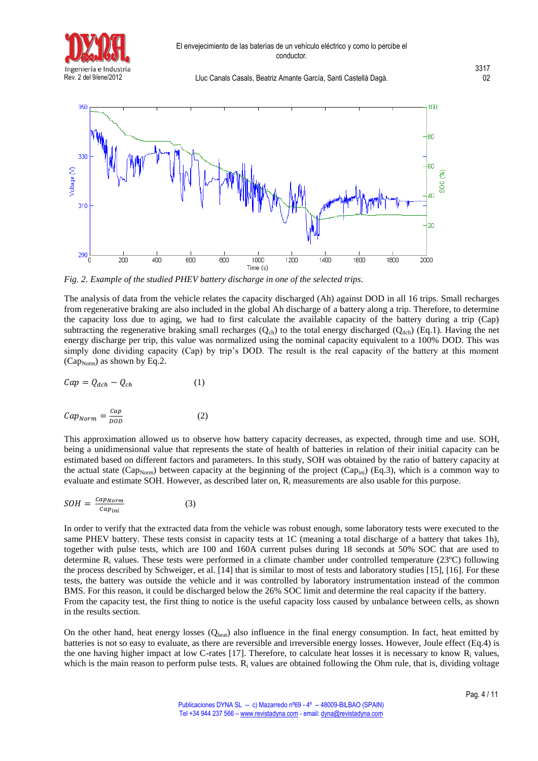*Fig. 2. Example of the studied PHEV battery discharge in one of the selected trips.*

The analysis of data from the vehicle relates the capacity discharged (Ah) against DOD in all 16 trips. Small recharges from regenerative braking are also included in the global Ah discharge of a battery along a trip. Therefore, to determine the capacity loss due to aging, we had to first calculate the available capacity of the battery during a trip (Cap) subtracting the regenerative braking small recharges ($Q_{ch}$) to the total energy discharged ($Q_{dch}$) (Eq.1). Having the net energy discharge per trip, this value was normalized using the nominal capacity equivalent to a 100% DOD. This was simply done dividing capacity (Cap) by trip's DOD. The result is the real capacity of the battery at this moment ($Cap_{Norm}$) as shown by Eq.2.

$$Cap = Q_{dch} - Q_{ch} \qquad (1)$$

$$Cap_{Norm} = \frac{Cap}{DOD} \qquad (2)$$

This approximation allowed us to observe how battery capacity decreases, as expected, through time and use. SOH, being a unidimensional value that represents the state of health of batteries in relation of their initial capacity can be estimated based on different factors and parameters. In this study, SOH was obtained by the ratio of battery capacity at the actual state ($Cap_{Norm}$) between capacity at the beginning of the project ($Cap_{ini}$) (Eq.3), which is a common way to evaluate and estimate SOH. However, as described later on, $R_i$ measurements are also usable for this purpose.

$$SOH = \frac{Cap_{Norm}}{Cap_{ini}} \qquad (3)$$

In order to verify that the extracted data from the vehicle was robust enough, some laboratory tests were executed to the same PHEV battery. These tests consist in capacity tests at 1C (meaning a total discharge of a battery that takes 1h), together with pulse tests, which are 100 and 160A current pulses during 18 seconds at 50% SOC that are used to determine $R_i$ values. These tests were performed in a climate chamber under controlled temperature (23ºC) following the process described by Schweiger, et al. [14] that is similar to most of tests and laboratory studies [15], [16]. For these tests, the battery was outside the vehicle and it was controlled by laboratory instrumentation instead of the common BMS. For this reason, it could be discharged below the 26% SOC limit and determine the real capacity if the battery.
From the capacity test, the first thing to notice is the useful capacity loss caused by unbalance between cells, as shown in the results section.

On the other hand, heat energy losses ($Q_{heat}$) also influence in the final energy consumption. In fact, heat emitted by batteries is not so easy to evaluate, as there are reversible and irreversible energy losses. However, Joule effect (Eq.4) is the one having higher impact at low C-rates [17]. Therefore, to calculate heat losses it is necessary to know $R_i$ values, which is the main reason to perform pulse tests. $R_i$ values are obtained following the Ohm rule, that is, dividing voltage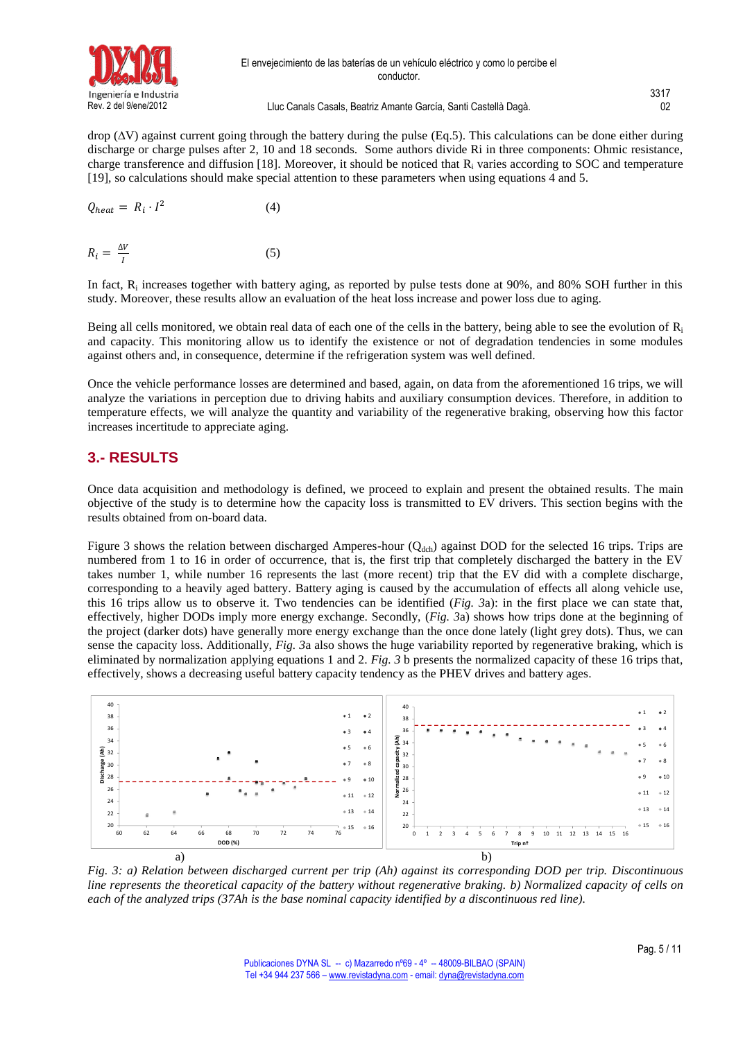drop (ΔV) against current going through the battery during the pulse (Eq.5). This calculations can be done either during discharge or charge pulses after 2, 10 and 18 seconds. Some authors divide Ri in three components: Ohmic resistance, charge transference and diffusion [18]. Moreover, it should be noticed that $R_i$ varies according to SOC and temperature [19], so calculations should make special attention to these parameters when using equations 4 and 5.

$$Q_{heat} = R_i \cdot I^2 \qquad (4)$$

$$R_i = \frac{\Delta V}{I} \qquad (5)$$

In fact, $R_i$ increases together with battery aging, as reported by pulse tests done at 90%, and 80% SOH further in this study. Moreover, these results allow an evaluation of the heat loss increase and power loss due to aging.

Being all cells monitored, we obtain real data of each one of the cells in the battery, being able to see the evolution of $R_i$ and capacity. This monitoring allow us to identify the existence or not of degradation tendencies in some modules against others and, in consequence, determine if the refrigeration system was well defined.

Once the vehicle performance losses are determined and based, again, on data from the aforementioned 16 trips, we will analyze the variations in perception due to driving habits and auxiliary consumption devices. Therefore, in addition to temperature effects, we will analyze the quantity and variability of the regenerative braking, observing how this factor increases incertitude to appreciate aging.

## 3.- RESULTS

Once data acquisition and methodology is defined, we proceed to explain and present the obtained results. The main objective of the study is to determine how the capacity loss is transmitted to EV drivers. This section begins with the results obtained from on-board data.

Figure 3 shows the relation between discharged Amperes-hour ($Q_{dch}$) against DOD for the selected 16 trips. Trips are numbered from 1 to 16 in order of occurrence, that is, the first trip that completely discharged the battery in the EV takes number 1, while number 16 represents the last (more recent) trip that the EV did with a complete discharge, corresponding to a heavily aged battery. Battery aging is caused by the accumulation of effects all along vehicle use, this 16 trips allow us to observe it. Two tendencies can be identified (*Fig. 3*a): in the first place we can state that, effectively, higher DODs imply more energy exchange. Secondly, (*Fig. 3*a) shows how trips done at the beginning of the project (darker dots) have generally more energy exchange than the once done lately (light grey dots). Thus, we can sense the capacity loss. Additionally, *Fig. 3*a also shows the huge variability reported by regenerative braking, which is eliminated by normalization applying equations 1 and 2. *Fig. 3* b presents the normalized capacity of these 16 trips that, effectively, shows a decreasing useful battery capacity tendency as the PHEV drives and battery ages.

a) b)

*Fig. 3: a) Relation between discharged current per trip (Ah) against its corresponding DOD per trip. Discontinuous line represents the theoretical capacity of the battery without regenerative braking. b) Normalized capacity of cells on each of the analyzed trips (37Ah is the base nominal capacity identified by a discontinuous red line).*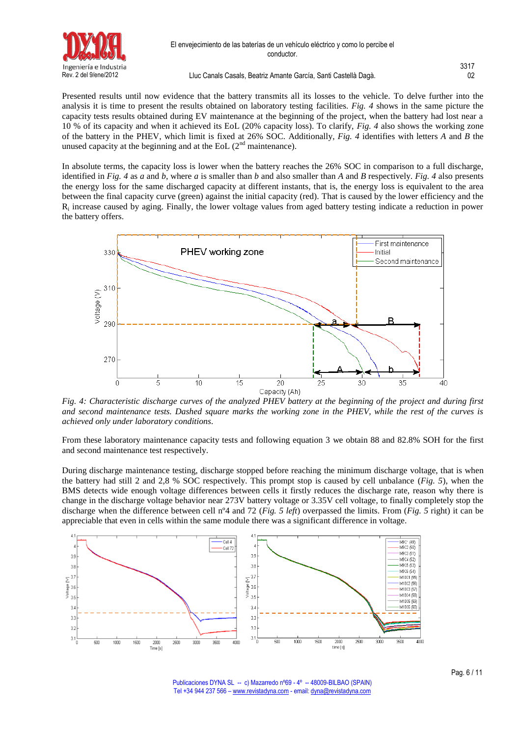Presented results until now evidence that the battery transmits all its losses to the vehicle. To delve further into the analysis it is time to present the results obtained on laboratory testing facilities. *Fig. 4* shows in the same picture the capacity tests results obtained during EV maintenance at the beginning of the project, when the battery had lost near a 10 % of its capacity and when it achieved its EoL (20% capacity loss). To clarify, *Fig. 4* also shows the working zone of the battery in the PHEV, which limit is fixed at 26% SOC. Additionally, *Fig. 4* identifies with letters *A* and *B* the unused capacity at the beginning and at the EoL ($2^{nd}$ maintenance).

In absolute terms, the capacity loss is lower when the battery reaches the 26% SOC in comparison to a full discharge, identified in *Fig. 4* as *a* and *b*, where *a* is smaller than *b* and also smaller than *A* and *B* respectively. *Fig. 4* also presents the energy loss for the same discharged capacity at different instants, that is, the energy loss is equivalent to the area between the final capacity curve (green) against the initial capacity (red). That is caused by the lower efficiency and the $R_i$ increase caused by aging. Finally, the lower voltage values from aged battery testing indicate a reduction in power the battery offers.

*Fig. 4: Characteristic discharge curves of the analyzed PHEV battery at the beginning of the project and during first and second maintenance tests. Dashed square marks the working zone in the PHEV, while the rest of the curves is achieved only under laboratory conditions.*

From these laboratory maintenance capacity tests and following equation 3 we obtain 88 and 82.8% SOH for the first and second maintenance test respectively.

During discharge maintenance testing, discharge stopped before reaching the minimum discharge voltage, that is when the battery had still 2 and 2,8 % SOC respectively. This prompt stop is caused by cell unbalance (*Fig. 5*), when the BMS detects wide enough voltage differences between cells it firstly reduces the discharge rate, reason why there is change in the discharge voltage behavior near 273V battery voltage or 3.35V cell voltage, to finally completely stop the discharge when the difference between cell nº4 and 72 (*Fig. 5 left*) overpassed the limits. From (*Fig. 5* right) it can be appreciable that even in cells within the same module there was a significant difference in voltage.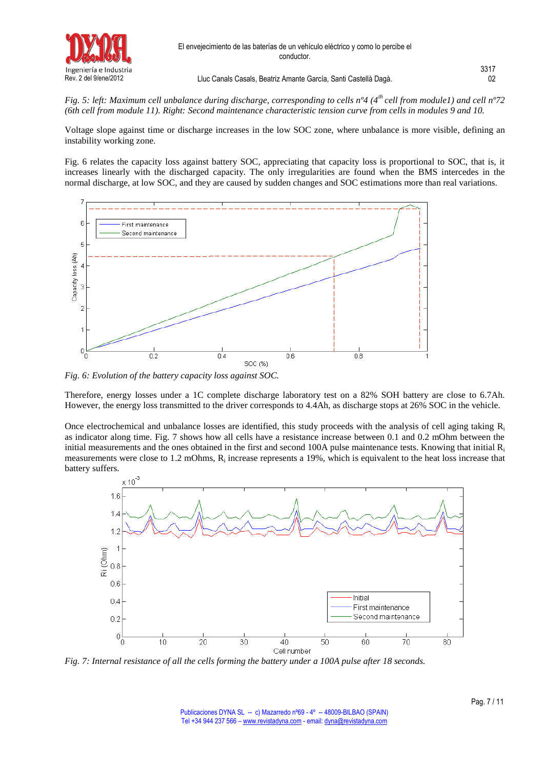*Fig. 5: left: Maximum cell unbalance during discharge, corresponding to cells nº4 (4th cell from module1) and cell nº72 (6th cell from module 11). Right: Second maintenance characteristic tension curve from cells in modules 9 and 10.*

Voltage slope against time or discharge increases in the low SOC zone, where unbalance is more visible, defining an instability working zone.

Fig. 6 relates the capacity loss against battery SOC, appreciating that capacity loss is proportional to SOC, that is, it increases linearly with the discharged capacity. The only irregularities are found when the BMS intercedes in the normal discharge, at low SOC, and they are caused by sudden changes and SOC estimations more than real variations.

*Fig. 6: Evolution of the battery capacity loss against SOC.*

Therefore, energy losses under a 1C complete discharge laboratory test on a 82% SOH battery are close to 6.7Ah. However, the energy loss transmitted to the driver corresponds to 4.4Ah, as discharge stops at 26% SOC in the vehicle.

Once electrochemical and unbalance losses are identified, this study proceeds with the analysis of cell aging taking $R_i$ as indicator along time. Fig. 7 shows how all cells have a resistance increase between 0.1 and 0.2 mOhm between the initial measurements and the ones obtained in the first and second 100A pulse maintenance tests. Knowing that initial $R_i$ measurements were close to 1.2 mOhms, $R_i$ increase represents a 19%, which is equivalent to the heat loss increase that battery suffers.

*Fig. 7: Internal resistance of all the cells forming the battery under a 100A pulse after 18 seconds.*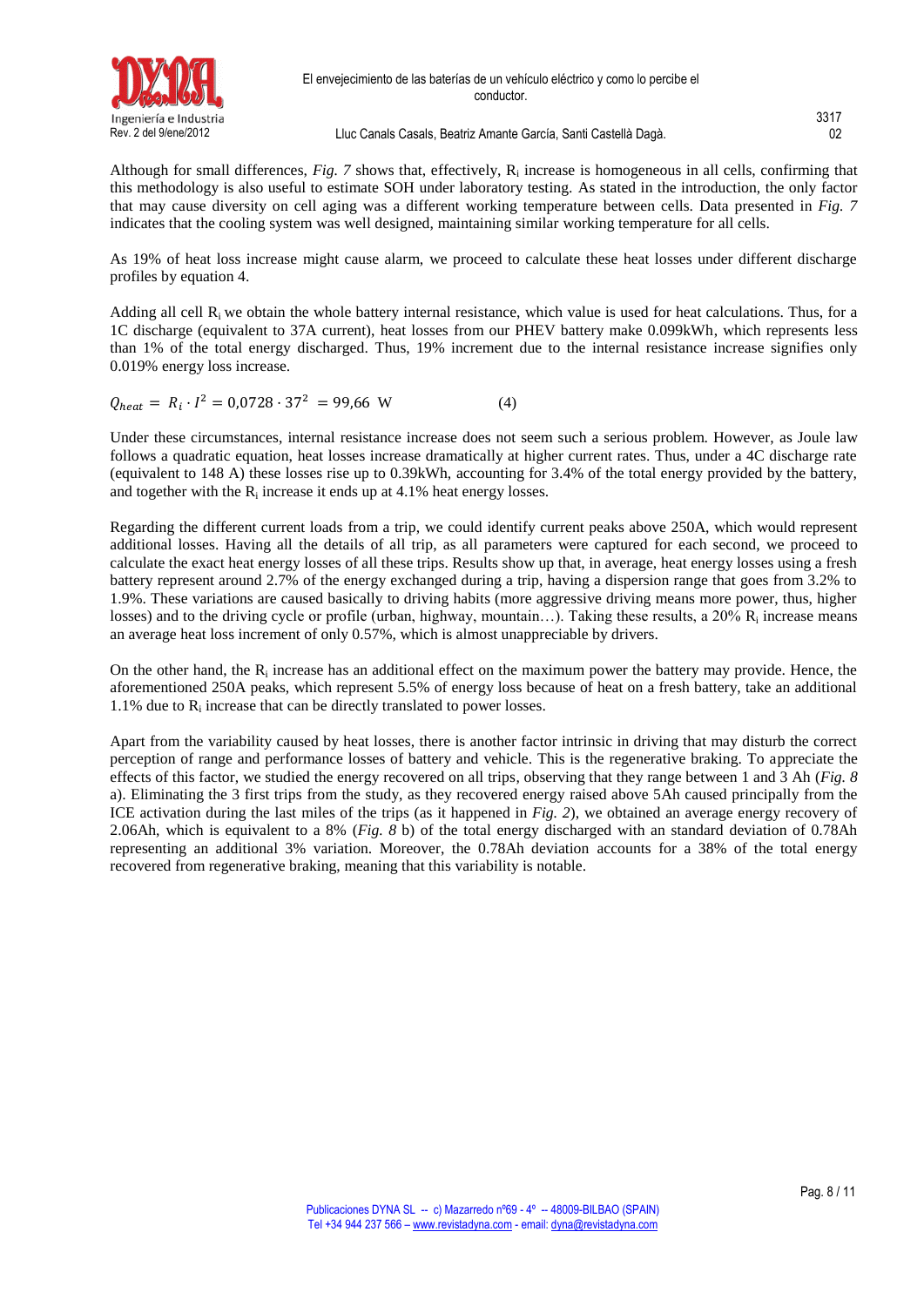Although for small differences, *Fig. 7* shows that, effectively, $R_i$ increase is homogeneous in all cells, confirming that this methodology is also useful to estimate SOH under laboratory testing. As stated in the introduction, the only factor that may cause diversity on cell aging was a different working temperature between cells. Data presented in *Fig. 7* indicates that the cooling system was well designed, maintaining similar working temperature for all cells.

As 19% of heat loss increase might cause alarm, we proceed to calculate these heat losses under different discharge profiles by equation 4.

Adding all cell $R_i$ we obtain the whole battery internal resistance, which value is used for heat calculations. Thus, for a 1C discharge (equivalent to 37A current), heat losses from our PHEV battery make 0.099kWh, which represents less than 1% of the total energy discharged. Thus, 19% increment due to the internal resistance increase signifies only 0.019% energy loss increase.

$$Q_{heat} = R_i \cdot I^2 = 0{,}0728 \cdot 37^2 = 99{,}66 \text{ W} \qquad (4)$$

Under these circumstances, internal resistance increase does not seem such a serious problem. However, as Joule law follows a quadratic equation, heat losses increase dramatically at higher current rates. Thus, under a 4C discharge rate (equivalent to 148 A) these losses rise up to 0.39kWh, accounting for 3.4% of the total energy provided by the battery, and together with the $R_i$ increase it ends up at 4.1% heat energy losses.

Regarding the different current loads from a trip, we could identify current peaks above 250A, which would represent additional losses. Having all the details of all trip, as all parameters were captured for each second, we proceed to calculate the exact heat energy losses of all these trips. Results show up that, in average, heat energy losses using a fresh battery represent around 2.7% of the energy exchanged during a trip, having a dispersion range that goes from 3.2% to 1.9%. These variations are caused basically to driving habits (more aggressive driving means more power, thus, higher losses) and to the driving cycle or profile (urban, highway, mountain…). Taking these results, a 20% $R_i$ increase means an average heat loss increment of only 0.57%, which is almost unappreciable by drivers.

On the other hand, the $R_i$ increase has an additional effect on the maximum power the battery may provide. Hence, the aforementioned 250A peaks, which represent 5.5% of energy loss because of heat on a fresh battery, take an additional 1.1% due to $R_i$ increase that can be directly translated to power losses.

Apart from the variability caused by heat losses, there is another factor intrinsic in driving that may disturb the correct perception of range and performance losses of battery and vehicle. This is the regenerative braking. To appreciate the effects of this factor, we studied the energy recovered on all trips, observing that they range between 1 and 3 Ah (*Fig. 8* a). Eliminating the 3 first trips from the study, as they recovered energy raised above 5Ah caused principally from the ICE activation during the last miles of the trips (as it happened in *Fig. 2*), we obtained an average energy recovery of 2.06Ah, which is equivalent to a 8% (*Fig. 8* b) of the total energy discharged with an standard deviation of 0.78Ah representing an additional 3% variation. Moreover, the 0.78Ah deviation accounts for a 38% of the total energy recovered from regenerative braking, meaning that this variability is notable.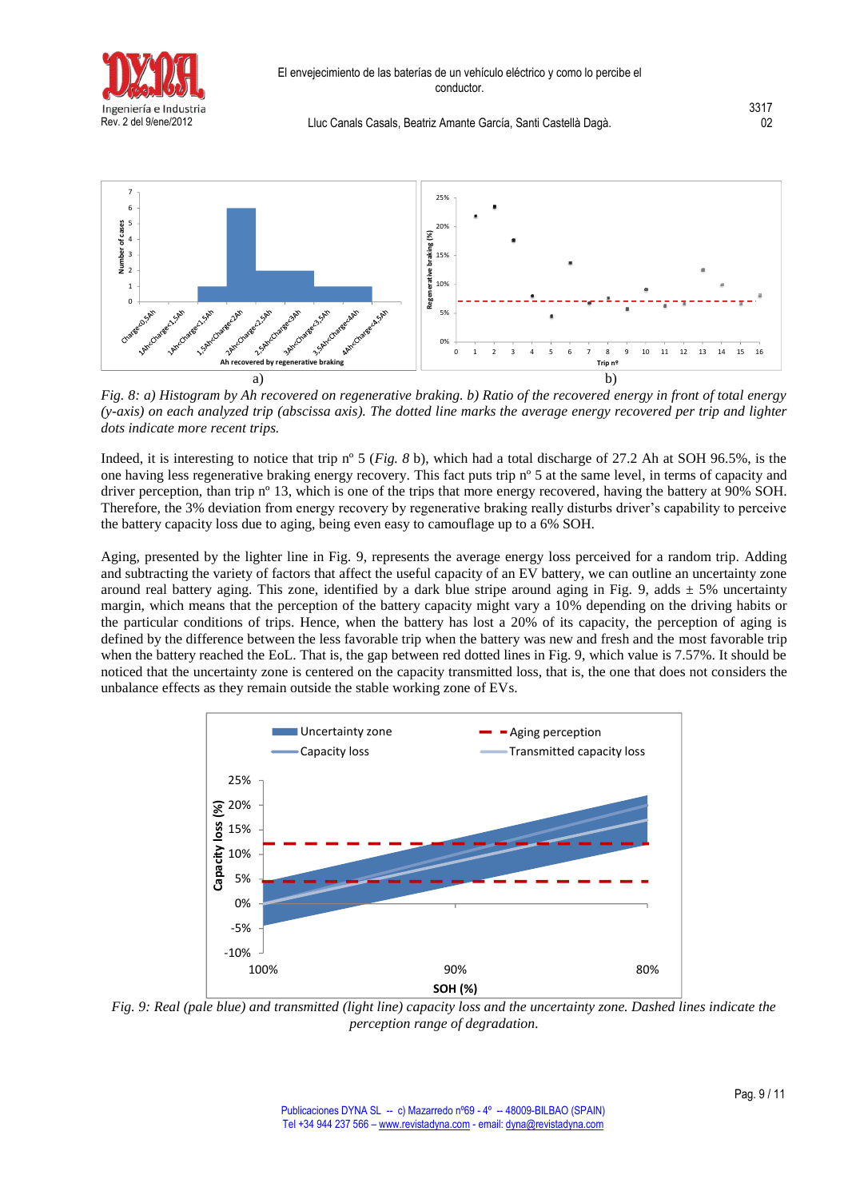*Fig. 8: a) Histogram by Ah recovered on regenerative braking. b) Ratio of the recovered energy in front of total energy (y-axis) on each analyzed trip (abscissa axis). The dotted line marks the average energy recovered per trip and lighter dots indicate more recent trips.*

Indeed, it is interesting to notice that trip nº 5 (*Fig. 8* b), which had a total discharge of 27.2 Ah at SOH 96.5%, is the one having less regenerative braking energy recovery. This fact puts trip nº 5 at the same level, in terms of capacity and driver perception, than trip nº 13, which is one of the trips that more energy recovered, having the battery at 90% SOH. Therefore, the 3% deviation from energy recovery by regenerative braking really disturbs driver's capability to perceive the battery capacity loss due to aging, being even easy to camouflage up to a 6% SOH.

Aging, presented by the lighter line in Fig. 9, represents the average energy loss perceived for a random trip. Adding and subtracting the variety of factors that affect the useful capacity of an EV battery, we can outline an uncertainty zone around real battery aging. This zone, identified by a dark blue stripe around aging in Fig. 9, adds ± 5% uncertainty margin, which means that the perception of the battery capacity might vary a 10% depending on the driving habits or the particular conditions of trips. Hence, when the battery has lost a 20% of its capacity, the perception of aging is defined by the difference between the less favorable trip when the battery was new and fresh and the most favorable trip when the battery reached the EoL. That is, the gap between red dotted lines in Fig. 9, which value is 7.57%. It should be noticed that the uncertainty zone is centered on the capacity transmitted loss, that is, the one that does not considers the unbalance effects as they remain outside the stable working zone of EVs.

*Fig. 9: Real (pale blue) and transmitted (light line) capacity loss and the uncertainty zone. Dashed lines indicate the perception range of degradation.*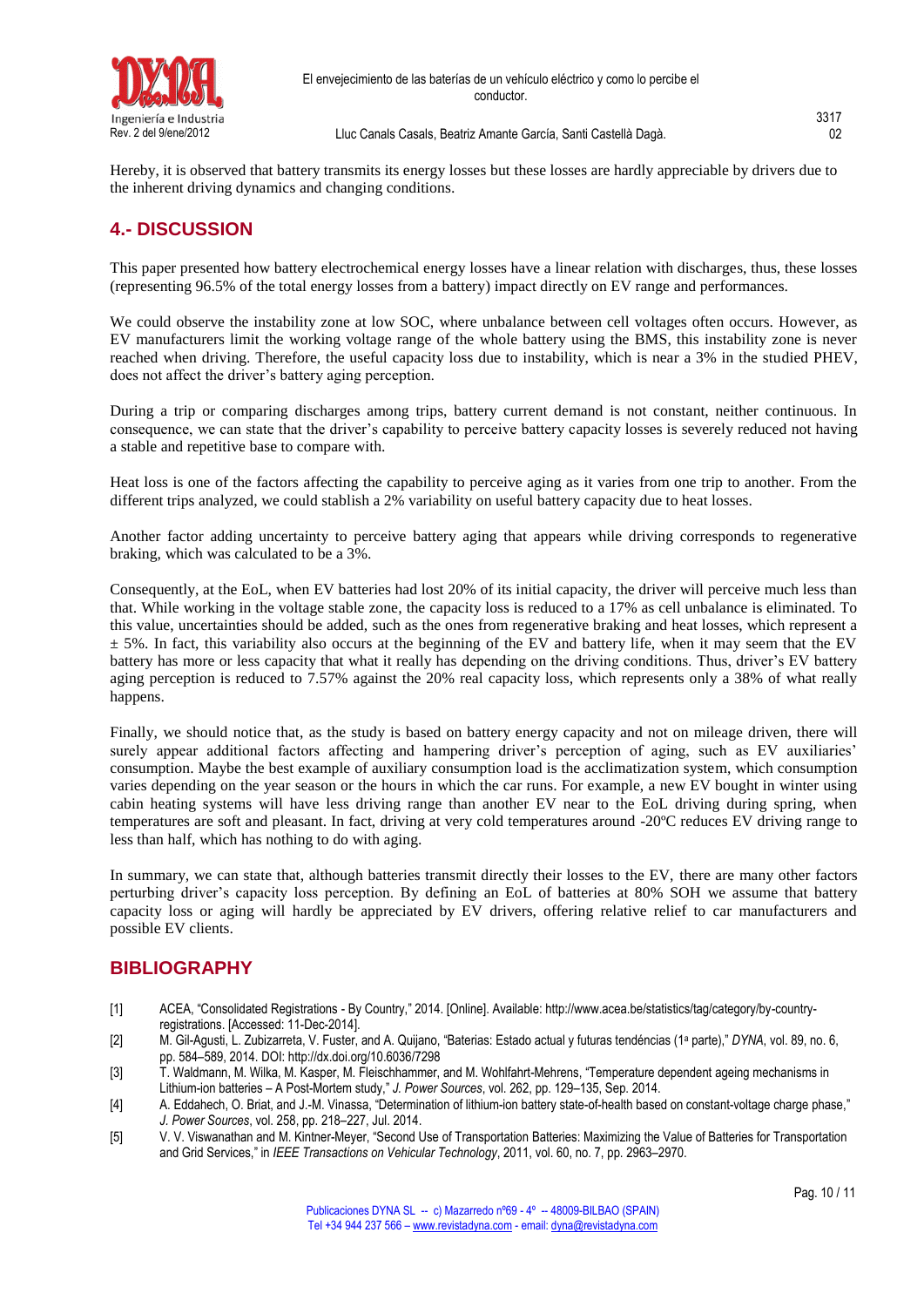Hereby, it is observed that battery transmits its energy losses but these losses are hardly appreciable by drivers due to the inherent driving dynamics and changing conditions.

## 4.- DISCUSSION

This paper presented how battery electrochemical energy losses have a linear relation with discharges, thus, these losses (representing 96.5% of the total energy losses from a battery) impact directly on EV range and performances.

We could observe the instability zone at low SOC, where unbalance between cell voltages often occurs. However, as EV manufacturers limit the working voltage range of the whole battery using the BMS, this instability zone is never reached when driving. Therefore, the useful capacity loss due to instability, which is near a 3% in the studied PHEV, does not affect the driver's battery aging perception.

During a trip or comparing discharges among trips, battery current demand is not constant, neither continuous. In consequence, we can state that the driver's capability to perceive battery capacity losses is severely reduced not having a stable and repetitive base to compare with.

Heat loss is one of the factors affecting the capability to perceive aging as it varies from one trip to another. From the different trips analyzed, we could stablish a 2% variability on useful battery capacity due to heat losses.

Another factor adding uncertainty to perceive battery aging that appears while driving corresponds to regenerative braking, which was calculated to be a 3%.

Consequently, at the EoL, when EV batteries had lost 20% of its initial capacity, the driver will perceive much less than that. While working in the voltage stable zone, the capacity loss is reduced to a 17% as cell unbalance is eliminated. To this value, uncertainties should be added, such as the ones from regenerative braking and heat losses, which represent a $\pm$ 5%. In fact, this variability also occurs at the beginning of the EV and battery life, when it may seem that the EV battery has more or less capacity that what it really has depending on the driving conditions. Thus, driver's EV battery aging perception is reduced to 7.57% against the 20% real capacity loss, which represents only a 38% of what really happens.

Finally, we should notice that, as the study is based on battery energy capacity and not on mileage driven, there will surely appear additional factors affecting and hampering driver's perception of aging, such as EV auxiliaries' consumption. Maybe the best example of auxiliary consumption load is the acclimatization system, which consumption varies depending on the year season or the hours in which the car runs. For example, a new EV bought in winter using cabin heating systems will have less driving range than another EV near to the EoL driving during spring, when temperatures are soft and pleasant. In fact, driving at very cold temperatures around -20ºC reduces EV driving range to less than half, which has nothing to do with aging.

In summary, we can state that, although batteries transmit directly their losses to the EV, there are many other factors perturbing driver's capacity loss perception. By defining an EoL of batteries at 80% SOH we assume that battery capacity loss or aging will hardly be appreciated by EV drivers, offering relative relief to car manufacturers and possible EV clients.

## BIBLIOGRAPHY

[1] ACEA, "Consolidated Registrations - By Country," 2014. [Online]. Available: http://www.acea.be/statistics/tag/category/by-country-registrations. [Accessed: 11-Dec-2014].

[2] M. Gil-Agusti, L. Zubizarreta, V. Fuster, and A. Quijano, "Baterias: Estado actual y futuras tendéncias (1ª parte)," *DYNA*, vol. 89, no. 6, pp. 584–589, 2014. DOI: http://dx.doi.org/10.6036/7298

[3] T. Waldmann, M. Wilka, M. Kasper, M. Fleischhammer, and M. Wohlfahrt-Mehrens, "Temperature dependent ageing mechanisms in Lithium-ion batteries – A Post-Mortem study," *J. Power Sources*, vol. 262, pp. 129–135, Sep. 2014.

[4] A. Eddahech, O. Briat, and J.-M. Vinassa, "Determination of lithium-ion battery state-of-health based on constant-voltage charge phase," *J. Power Sources*, vol. 258, pp. 218–227, Jul. 2014.

[5] V. V. Viswanathan and M. Kintner-Meyer, "Second Use of Transportation Batteries: Maximizing the Value of Batteries for Transportation and Grid Services," in *IEEE Transactions on Vehicular Technology*, 2011, vol. 60, no. 7, pp. 2963–2970.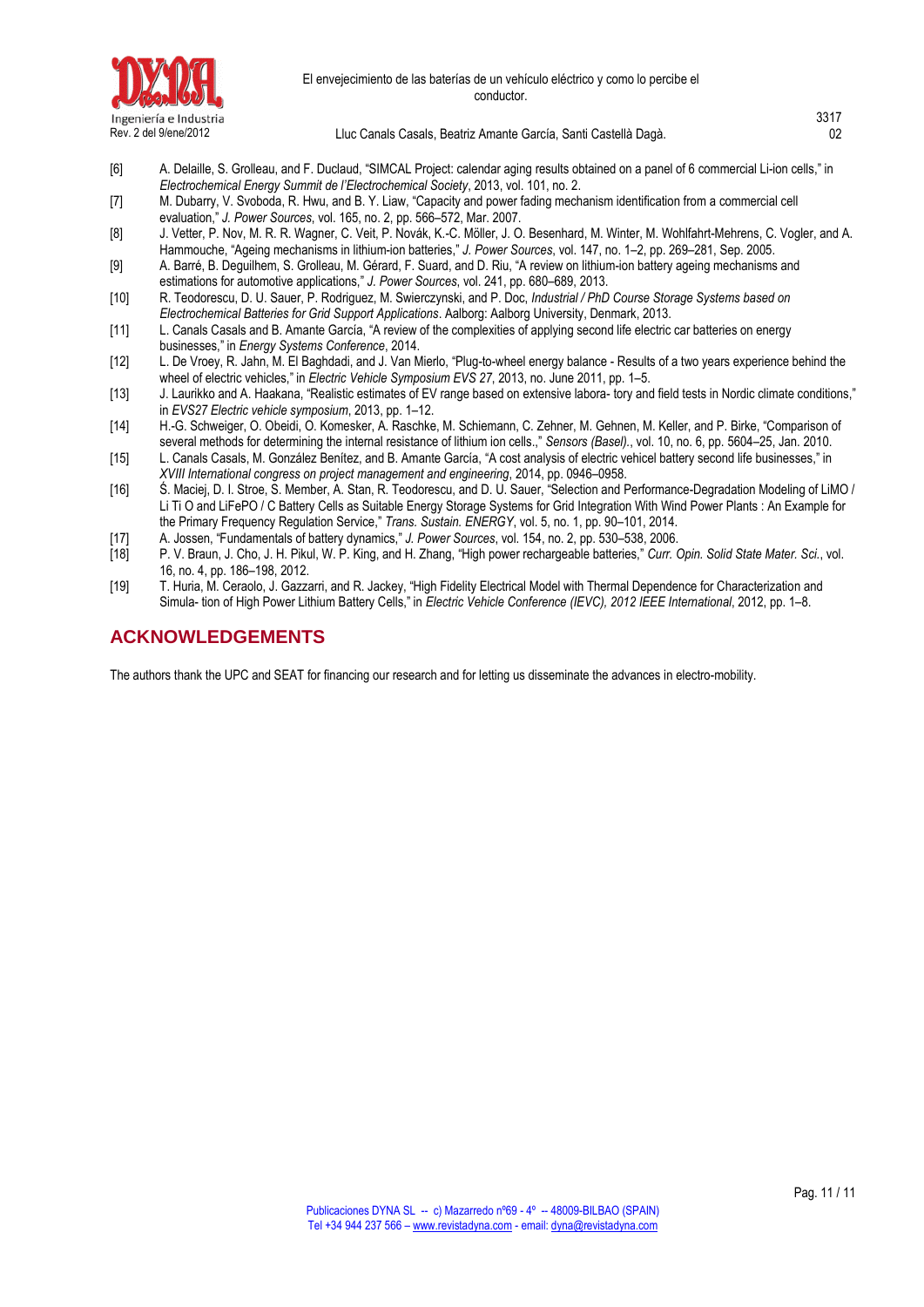[6] A. Delaille, S. Grolleau, and F. Duclaud, “SIMCAL Project: calendar aging results obtained on a panel of 6 commercial Li-ion cells,” in *Electrochemical Energy Summit de l'Electrochemical Society*, 2013, vol. 101, no. 2.

[7] M. Dubarry, V. Svoboda, R. Hwu, and B. Y. Liaw, “Capacity and power fading mechanism identification from a commercial cell evaluation,” *J. Power Sources*, vol. 165, no. 2, pp. 566–572, Mar. 2007.

[8] J. Vetter, P. Nov, M. R. R. Wagner, C. Veit, P. Novák, K.-C. Möller, J. O. Besenhard, M. Winter, M. Wohlfahrt-Mehrens, C. Vogler, and A. Hammouche, “Ageing mechanisms in lithium-ion batteries,” *J. Power Sources*, vol. 147, no. 1–2, pp. 269–281, Sep. 2005.

[9] A. Barré, B. Deguilhem, S. Grolleau, M. Gérard, F. Suard, and D. Riu, “A review on lithium-ion battery ageing mechanisms and estimations for automotive applications,” *J. Power Sources*, vol. 241, pp. 680–689, 2013.

[10] R. Teodorescu, D. U. Sauer, P. Rodriguez, M. Swierczynski, and P. Doc, *Industrial / PhD Course Storage Systems based on Electrochemical Batteries for Grid Support Applications*. Aalborg: Aalborg University, Denmark, 2013.

[11] L. Canals Casals and B. Amante García, “A review of the complexities of applying second life electric car batteries on energy businesses,” in *Energy Systems Conference*, 2014.

[12] L. De Vroey, R. Jahn, M. El Baghdadi, and J. Van Mierlo, “Plug-to-wheel energy balance - Results of a two years experience behind the wheel of electric vehicles,” in *Electric Vehicle Symposium EVS 27*, 2013, no. June 2011, pp. 1–5.

[13] J. Laurikko and A. Haakana, “Realistic estimates of EV range based on extensive labora- tory and field tests in Nordic climate conditions,” in *EVS27 Electric vehicle symposium*, 2013, pp. 1–12.

[14] H.-G. Schweiger, O. Obeidi, O. Komesker, A. Raschke, M. Schiemann, C. Zehner, M. Gehnen, M. Keller, and P. Birke, “Comparison of several methods for determining the internal resistance of lithium ion cells.,” *Sensors (Basel).*, vol. 10, no. 6, pp. 5604–25, Jan. 2010.

[15] L. Canals Casals, M. González Benítez, and B. Amante García, “A cost analysis of electric vehicel battery second life businesses,” in *XVIII International congress on project management and engineering*, 2014, pp. 0946–0958.

[16] Ś. Maciej, D. I. Stroe, S. Member, A. Stan, R. Teodorescu, and D. U. Sauer, “Selection and Performance-Degradation Modeling of LiMO / Li Ti O and LiFePO / C Battery Cells as Suitable Energy Storage Systems for Grid Integration With Wind Power Plants : An Example for the Primary Frequency Regulation Service,” *Trans. Sustain. ENERGY*, vol. 5, no. 1, pp. 90–101, 2014.

[17] A. Jossen, “Fundamentals of battery dynamics,” *J. Power Sources*, vol. 154, no. 2, pp. 530–538, 2006.

[18] P. V. Braun, J. Cho, J. H. Pikul, W. P. King, and H. Zhang, “High power rechargeable batteries,” *Curr. Opin. Solid State Mater. Sci.*, vol. 16, no. 4, pp. 186–198, 2012.

[19] T. Huria, M. Ceraolo, J. Gazzarri, and R. Jackey, “High Fidelity Electrical Model with Thermal Dependence for Characterization and Simula- tion of High Power Lithium Battery Cells,” in *Electric Vehicle Conference (IEVC), 2012 IEEE International*, 2012, pp. 1–8.

## ACKNOWLEDGEMENTS

The authors thank the UPC and SEAT for financing our research and for letting us disseminate the advances in electro-mobility.